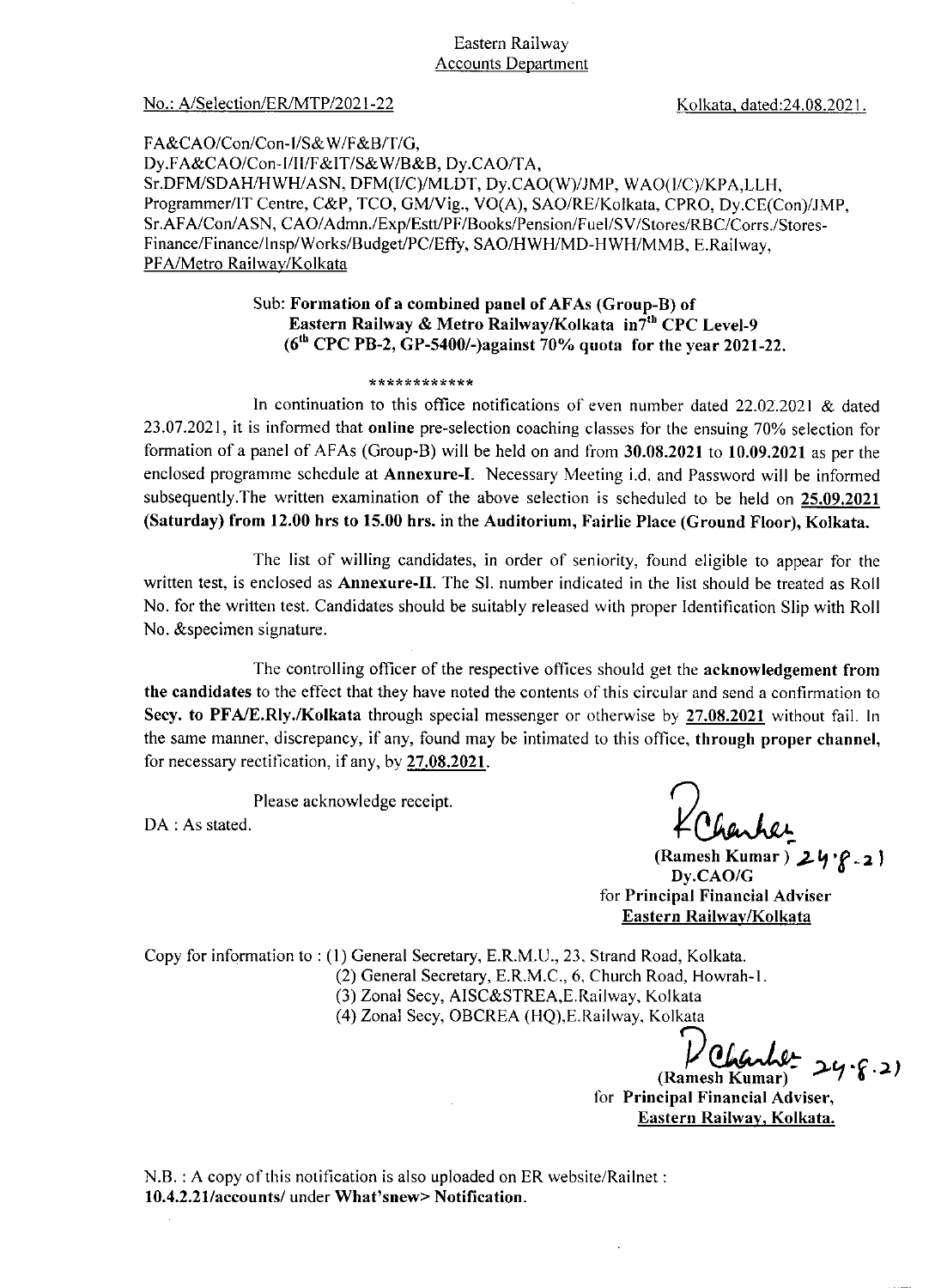Eastern Railway
Accounts Department

No.: A/Selection/ER/MTP/2021-22 Kolkata, dated:24.08.2021.

FA&CAO/Con/Con-I/S&W/F&B/T/G,
Dy.FA&CAO/Con-I/II/F&IT/S&W/B&B, Dy.CAO/TA,
Sr.DFM/SDAH/HWH/ASN, DFM(I/C)/MLDT, Dy.CAO(W)/JMP, WAO(I/C)/KPA,LLH,
Programmer/IT Centre, C&P, TCO, GM/Vig., VO(A), SAO/RE/Kolkata, CPRO, Dy.CE(Con)/JMP,
Sr.AFA/Con/ASN, CAO/Admn./Exp/Estt/PF/Books/Pension/Fuel/SV/Stores/RBC/Corrs./Stores-Finance/Finance/Insp/Works/Budget/PC/Effy, SAO/HWH/MD-HWH/MMB, E.Railway,
PFA/Metro Railway/Kolkata

**Sub: Formation of a combined panel of AFAs (Group-B) of Eastern Railway & Metro Railway/Kolkata in7th CPC Level-9 (6th CPC PB-2, GP-5400/-)against 70% quota for the year 2021-22.**

************

In continuation to this office notifications of even number dated 22.02.2021 & dated 23.07.2021, it is informed that **online** pre-selection coaching classes for the ensuing 70% selection for formation of a panel of AFAs (Group-B) will be held on and from **30.08.2021** to **10.09.2021** as per the enclosed programme schedule at **Annexure-I**. Necessary Meeting i.d. and Password will be informed subsequently.The written examination of the above selection is scheduled to be held on **25.09.2021 (Saturday) from 12.00 hrs to 15.00 hrs.** in the **Auditorium, Fairlie Place (Ground Floor), Kolkata.**

The list of willing candidates, in order of seniority, found eligible to appear for the written test, is enclosed as **Annexure-II**. The Sl. number indicated in the list should be treated as Roll No. for the written test. Candidates should be suitably released with proper Identification Slip with Roll No. &specimen signature.

The controlling officer of the respective offices should get the **acknowledgement from the candidates** to the effect that they have noted the contents of this circular and send a confirmation to **Secy. to PFA/E.Rly./Kolkata** through special messenger or otherwise by **27.08.2021** without fail. In the same manner, discrepancy, if any, found may be intimated to this office, **through proper channel**, for necessary rectification, if any, by **27.08.2021**.

Please acknowledge receipt.

DA : As stated.

(Ramesh Kumar) 24.8.21
Dy.CAO/G
for **Principal Financial Adviser**
**Eastern Railway/Kolkata**

Copy for information to : (1) General Secretary, E.R.M.U., 23, Strand Road, Kolkata.
(2) General Secretary, E.R.M.C., 6, Church Road, Howrah-1.
(3) Zonal Secy, AISC&STREA,E.Railway, Kolkata
(4) Zonal Secy, OBCREA (HQ),E.Railway, Kolkata

(Ramesh Kumar) 24.8.21
for **Principal Financial Adviser,**
**Eastern Railway, Kolkata.**

N.B. : A copy of this notification is also uploaded on ER website/Railnet :
**10.4.2.21/accounts/** under **What'snew> Notification**.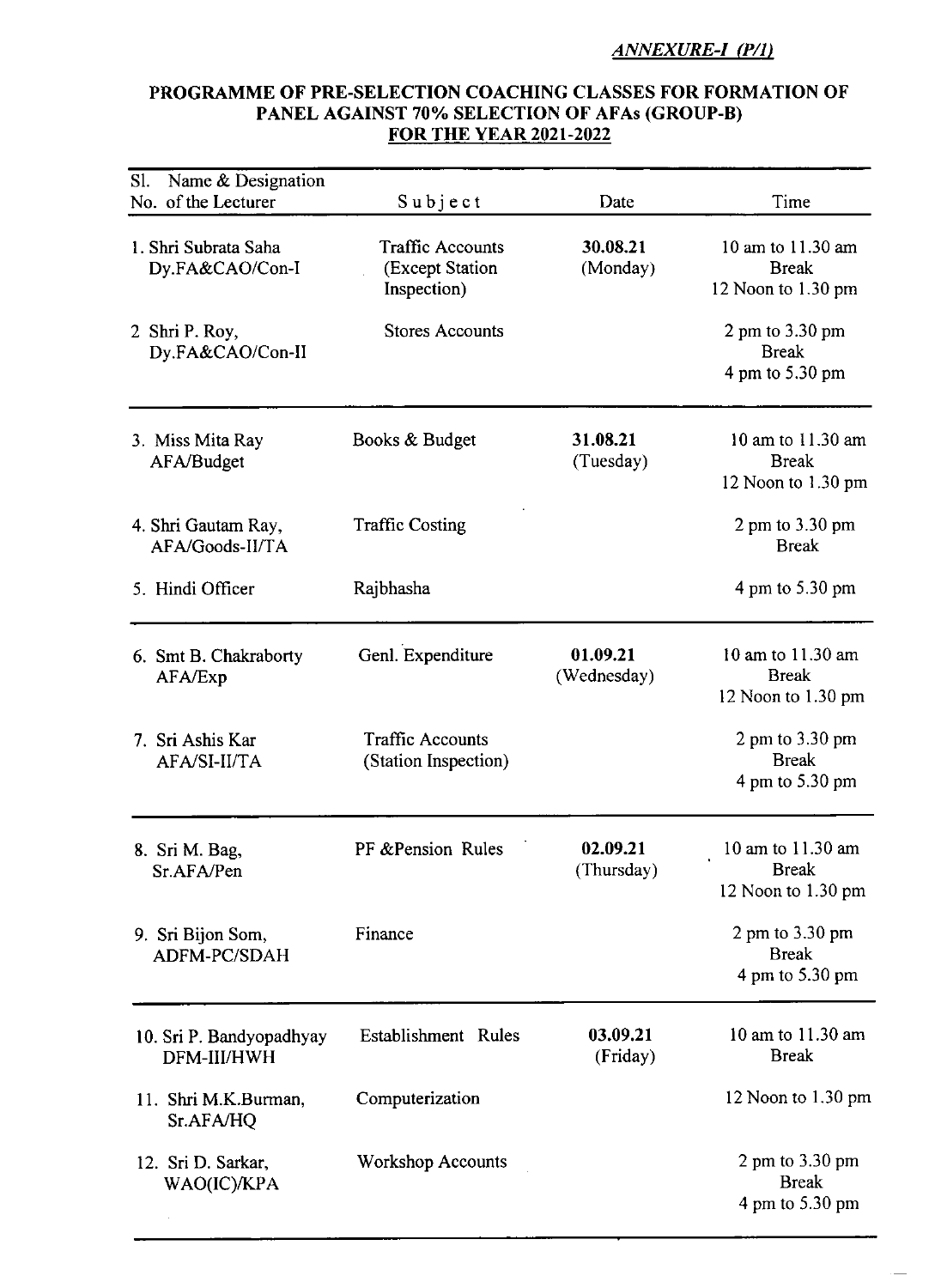*ANNEXURE-I (P/1)*

**PROGRAMME OF PRE-SELECTION COACHING CLASSES FOR FORMATION OF PANEL AGAINST 70% SELECTION OF AFAs (GROUP-B) FOR THE YEAR 2021-2022**

| Sl. No. | Name & Designation of the Lecturer | Subject | Date | Time |
|---|---|---|---|---|
| 1. | Shri Subrata Saha Dy.FA&CAO/Con-I | Traffic Accounts (Except Station Inspection) | **30.08.21** (Monday) | 10 am to 11.30 am Break 12 Noon to 1.30 pm |
| 2 | Shri P. Roy, Dy.FA&CAO/Con-II | Stores Accounts | | 2 pm to 3.30 pm Break 4 pm to 5.30 pm |
| 3. | Miss Mita Ray AFA/Budget | Books & Budget | **31.08.21** (Tuesday) | 10 am to 11.30 am Break 12 Noon to 1.30 pm |
| 4. | Shri Gautam Ray, AFA/Goods-II/TA | Traffic Costing | | 2 pm to 3.30 pm Break |
| 5. | Hindi Officer | Rajbhasha | | 4 pm to 5.30 pm |
| 6. | Smt B. Chakraborty AFA/Exp | Genl. Expenditure | **01.09.21** (Wednesday) | 10 am to 11.30 am Break 12 Noon to 1.30 pm |
| 7. | Sri Ashis Kar AFA/SI-II/TA | Traffic Accounts (Station Inspection) | | 2 pm to 3.30 pm Break 4 pm to 5.30 pm |
| 8. | Sri M. Bag, Sr.AFA/Pen | PF &Pension Rules | **02.09.21** (Thursday) | 10 am to 11.30 am Break 12 Noon to 1.30 pm |
| 9. | Sri Bijon Som, ADFM-PC/SDAH | Finance | | 2 pm to 3.30 pm Break 4 pm to 5.30 pm |
| 10. | Sri P. Bandyopadhyay DFM-III/HWH | Establishment Rules | **03.09.21** (Friday) | 10 am to 11.30 am Break |
| 11. | Shri M.K.Burman, Sr.AFA/HQ | Computerization | | 12 Noon to 1.30 pm |
| 12. | Sri D. Sarkar, WAO(IC)/KPA | Workshop Accounts | | 2 pm to 3.30 pm Break 4 pm to 5.30 pm |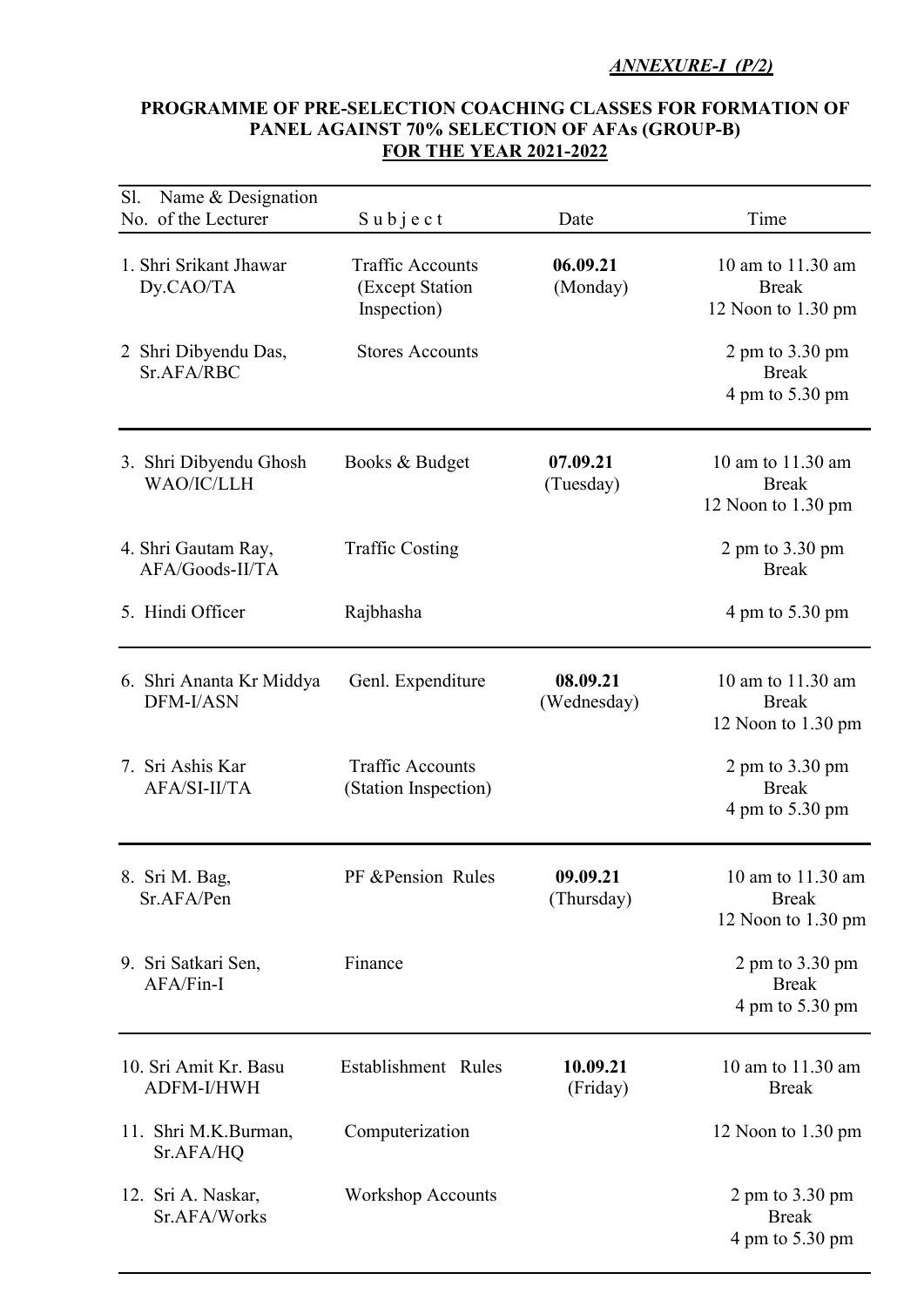*ANNEXURE-I (P/2)*

**PROGRAMME OF PRE-SELECTION COACHING CLASSES FOR FORMATION OF PANEL AGAINST 70% SELECTION OF AFAs (GROUP-B)**
**FOR THE YEAR 2021-2022**

| Sl. No. | Name & Designation of the Lecturer | Subject | Date | Time |
|---|---|---|---|---|
| 1. | Shri Srikant Jhawar Dy.CAO/TA | Traffic Accounts (Except Station Inspection) | **06.09.21** (Monday) | 10 am to 11.30 am Break 12 Noon to 1.30 pm |
| 2 | Shri Dibyendu Das, Sr.AFA/RBC | Stores Accounts | | 2 pm to 3.30 pm Break 4 pm to 5.30 pm |
| 3. | Shri Dibyendu Ghosh WAO/IC/LLH | Books & Budget | **07.09.21** (Tuesday) | 10 am to 11.30 am Break 12 Noon to 1.30 pm |
| 4. | Shri Gautam Ray, AFA/Goods-II/TA | Traffic Costing | | 2 pm to 3.30 pm Break |
| 5. | Hindi Officer | Rajbhasha | | 4 pm to 5.30 pm |
| 6. | Shri Ananta Kr Middya DFM-I/ASN | Genl. Expenditure | **08.09.21** (Wednesday) | 10 am to 11.30 am Break 12 Noon to 1.30 pm |
| 7. | Sri Ashis Kar AFA/SI-II/TA | Traffic Accounts (Station Inspection) | | 2 pm to 3.30 pm Break 4 pm to 5.30 pm |
| 8. | Sri M. Bag, Sr.AFA/Pen | PF &Pension Rules | **09.09.21** (Thursday) | 10 am to 11.30 am Break 12 Noon to 1.30 pm |
| 9. | Sri Satkari Sen, AFA/Fin-I | Finance | | 2 pm to 3.30 pm Break 4 pm to 5.30 pm |
| 10. | Sri Amit Kr. Basu ADFM-I/HWH | Establishment Rules | **10.09.21** (Friday) | 10 am to 11.30 am Break |
| 11. | Shri M.K.Burman, Sr.AFA/HQ | Computerization | | 12 Noon to 1.30 pm |
| 12. | Sri A. Naskar, Sr.AFA/Works | Workshop Accounts | | 2 pm to 3.30 pm Break 4 pm to 5.30 pm |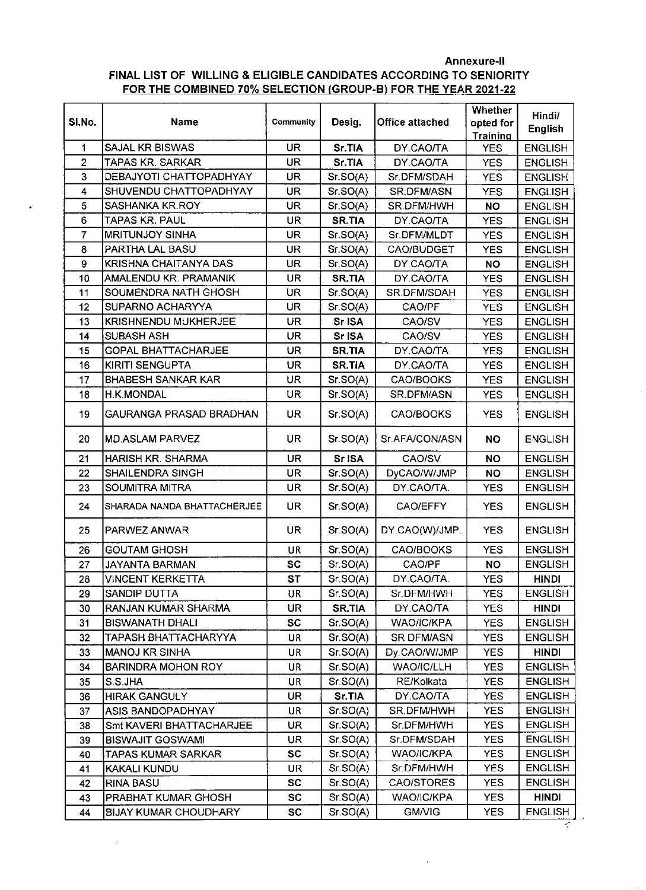**Annexure-II**

**FINAL LIST OF WILLING & ELIGIBLE CANDIDATES ACCORDING TO SENIORITY FOR THE COMBINED 70% SELECTION (GROUP-B) FOR THE YEAR 2021-22**

| Sl.No. | Name | Community | Desig. | Office attached | Whether opted for Training | Hindi/ English |
|---|---|---|---|---|---|---|
| 1 | SAJAL KR BISWAS | UR | **Sr.TIA** | DY.CAO/TA | YES | ENGLISH |
| 2 | TAPAS KR. SARKAR | UR | **Sr.TIA** | DY.CAO/TA | YES | ENGLISH |
| 3 | DEBAJYOTI CHATTOPADHYAY | UR | Sr.SO(A) | Sr.DFM/SDAH | YES | ENGLISH |
| 4 | SHUVENDU CHATTOPADHYAY | UR | Sr.SO(A) | SR.DFM/ASN | YES | ENGLISH |
| 5 | SASHANKA KR.ROY | UR | Sr.SO(A) | SR.DFM/HWH | **NO** | ENGLISH |
| 6 | TAPAS KR. PAUL | UR | **SR.TIA** | DY.CAO/TA | YES | ENGLISH |
| 7 | MRITUNJOY SINHA | UR | Sr.SO(A) | Sr.DFM/MLDT | YES | ENGLISH |
| 8 | PARTHA LAL BASU | UR | Sr.SO(A) | CAO/BUDGET | YES | ENGLISH |
| 9 | KRISHNA CHAITANYA DAS | UR | Sr.SO(A) | DY.CAO/TA | **NO** | ENGLISH |
| 10 | AMALENDU KR. PRAMANIK | UR | **SR.TIA** | DY.CAO/TA | YES | ENGLISH |
| 11 | SOUMENDRA NATH GHOSH | UR | Sr.SO(A) | SR.DFM/SDAH | YES | ENGLISH |
| 12 | SUPARNO ACHARYYA | UR | Sr.SO(A) | CAO/PF | YES | ENGLISH |
| 13 | KRISHNENDU MUKHERJEE | UR | **Sr ISA** | CAO/SV | YES | ENGLISH |
| 14 | SUBASH ASH | UR | **Sr ISA** | CAO/SV | YES | ENGLISH |
| 15 | GOPAL BHATTACHARJEE | UR | **SR.TIA** | DY.CAO/TA | YES | ENGLISH |
| 16 | KIRITI SENGUPTA | UR | **SR.TIA** | DY.CAO/TA | YES | ENGLISH |
| 17 | BHABESH SANKAR KAR | UR | Sr.SO(A) | CAO/BOOKS | YES | ENGLISH |
| 18 | H.K.MONDAL | UR | Sr.SO(A) | SR.DFM/ASN | YES | ENGLISH |
| 19 | GAURANGA PRASAD BRADHAN | UR | Sr.SO(A) | CAO/BOOKS | YES | ENGLISH |
| 20 | MD.ASLAM PARVEZ | UR | Sr.SO(A) | Sr.AFA/CON/ASN | **NO** | ENGLISH |
| 21 | HARISH KR. SHARMA | UR | **Sr ISA** | CAO/SV | **NO** | ENGLISH |
| 22 | SHAILENDRA SINGH | UR | Sr.SO(A) | DyCAO/W/JMP | **NO** | ENGLISH |
| 23 | SOUMITRA MITRA | UR | Sr.SO(A) | DY.CAO/TA. | YES | ENGLISH |
| 24 | SHARADA NANDA BHATTACHERJEE | UR | Sr.SO(A) | CAO/EFFY | YES | ENGLISH |
| 25 | PARWEZ ANWAR | UR | Sr.SO(A) | DY.CAO(W)/JMP. | YES | ENGLISH |
| 26 | GOUTAM GHOSH | UR | Sr.SO(A) | CAO/BOOKS | YES | ENGLISH |
| 27 | JAYANTA BARMAN | **SC** | Sr.SO(A) | CAO/PF | **NO** | ENGLISH |
| 28 | VINCENT KERKETTA | **ST** | Sr.SO(A) | DY.CAO/TA. | YES | **HINDI** |
| 29 | SANDIP DUTTA | UR | Sr.SO(A) | Sr.DFM/HWH | YES | ENGLISH |
| 30 | RANJAN KUMAR SHARMA | UR | **SR.TIA** | DY.CAO/TA | YES | **HINDI** |
| 31 | BISWANATH DHALI | **SC** | Sr.SO(A) | WAO/IC/KPA | YES | ENGLISH |
| 32 | TAPASH BHATTACHARYYA | UR | Sr.SO(A) | SR DFM/ASN | YES | ENGLISH |
| 33 | MANOJ KR SINHA | UR | Sr.SO(A) | Dy.CAO/W/JMP | YES | **HINDI** |
| 34 | BARINDRA MOHON ROY | UR | Sr.SO(A) | WAO/IC/LLH | YES | ENGLISH |
| 35 | S.S.JHA | UR | Sr.SO(A) | RE/Kolkata | YES | ENGLISH |
| 36 | HIRAK GANGULY | UR | **Sr.TIA** | DY.CAO/TA | YES | ENGLISH |
| 37 | ASIS BANDOPADHYAY | UR | Sr.SO(A) | SR.DFM/HWH | YES | ENGLISH |
| 38 | Smt KAVERI BHATTACHARJEE | UR | Sr.SO(A) | Sr.DFM/HWH | YES | ENGLISH |
| 39 | BISWAJIT GOSWAMI | UR | Sr.SO(A) | Sr.DFM/SDAH | YES | ENGLISH |
| 40 | TAPAS KUMAR SARKAR | **SC** | Sr.SO(A) | WAO/IC/KPA | YES | ENGLISH |
| 41 | KAKALI KUNDU | UR | Sr.SO(A) | Sr.DFM/HWH | YES | ENGLISH |
| 42 | RINA BASU | **SC** | Sr.SO(A) | CAO/STORES | YES | ENGLISH |
| 43 | PRABHAT KUMAR GHOSH | **SC** | Sr.SO(A) | WAO/IC/KPA | YES | **HINDI** |
| 44 | BIJAY KUMAR CHOUDHARY | **SC** | Sr.SO(A) | GM/VIG | YES | ENGLISH |